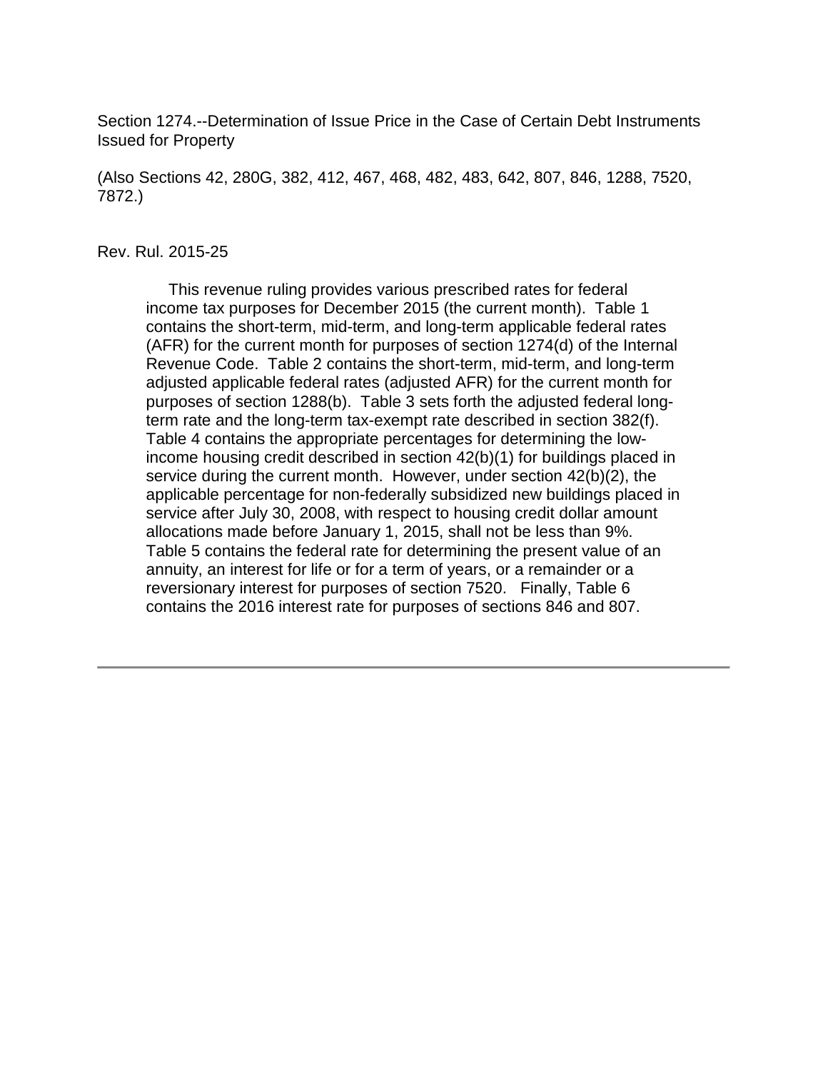Section 1274.--Determination of Issue Price in the Case of Certain Debt Instruments Issued for Property

(Also Sections 42, 280G, 382, 412, 467, 468, 482, 483, 642, 807, 846, 1288, 7520, 7872.)

Rev. Rul. 2015-25

This revenue ruling provides various prescribed rates for federal income tax purposes for December 2015 (the current month). Table 1 contains the short-term, mid-term, and long-term applicable federal rates (AFR) for the current month for purposes of section 1274(d) of the Internal Revenue Code. Table 2 contains the short-term, mid-term, and long-term adjusted applicable federal rates (adjusted AFR) for the current month for purposes of section 1288(b). Table 3 sets forth the adjusted federal long-term rate and the long-term tax-exempt rate described in section 382(f). Table 4 contains the appropriate percentages for determining the low-income housing credit described in section 42(b)(1) for buildings placed in service during the current month. However, under section 42(b)(2), the applicable percentage for non-federally subsidized new buildings placed in service after July 30, 2008, with respect to housing credit dollar amount allocations made before January 1, 2015, shall not be less than 9%. Table 5 contains the federal rate for determining the present value of an annuity, an interest for life or for a term of years, or a remainder or a reversionary interest for purposes of section 7520. Finally, Table 6 contains the 2016 interest rate for purposes of sections 846 and 807.

---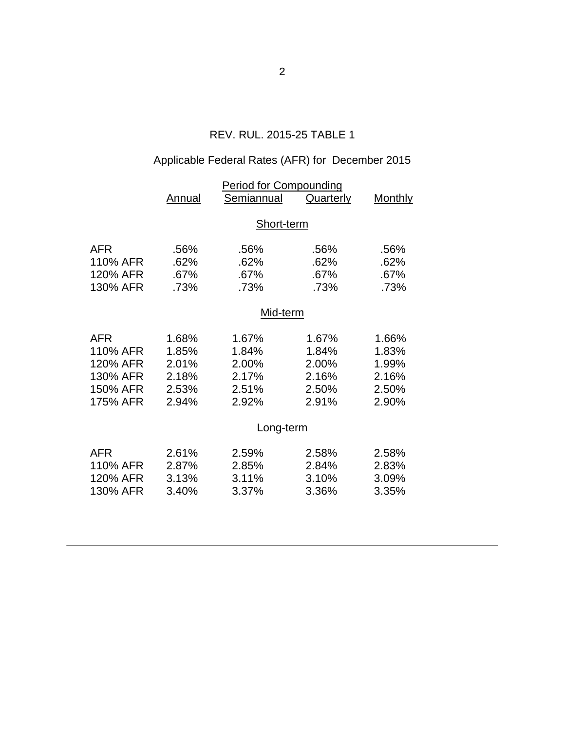REV. RUL. 2015-25 TABLE 1

Applicable Federal Rates (AFR) for December 2015

| | Period for Compounding | | | |
|---|---|---|---|---|
| | Annual | Semiannual | Quarterly | Monthly |
| **Short-term** | | | | |
| AFR | .56% | .56% | .56% | .56% |
| 110% AFR | .62% | .62% | .62% | .62% |
| 120% AFR | .67% | .67% | .67% | .67% |
| 130% AFR | .73% | .73% | .73% | .73% |
| **Mid-term** | | | | |
| AFR | 1.68% | 1.67% | 1.67% | 1.66% |
| 110% AFR | 1.85% | 1.84% | 1.84% | 1.83% |
| 120% AFR | 2.01% | 2.00% | 2.00% | 1.99% |
| 130% AFR | 2.18% | 2.17% | 2.16% | 2.16% |
| 150% AFR | 2.53% | 2.51% | 2.50% | 2.50% |
| 175% AFR | 2.94% | 2.92% | 2.91% | 2.90% |
| **Long-term** | | | | |
| AFR | 2.61% | 2.59% | 2.58% | 2.58% |
| 110% AFR | 2.87% | 2.85% | 2.84% | 2.83% |
| 120% AFR | 3.13% | 3.11% | 3.10% | 3.09% |
| 130% AFR | 3.40% | 3.37% | 3.36% | 3.35% |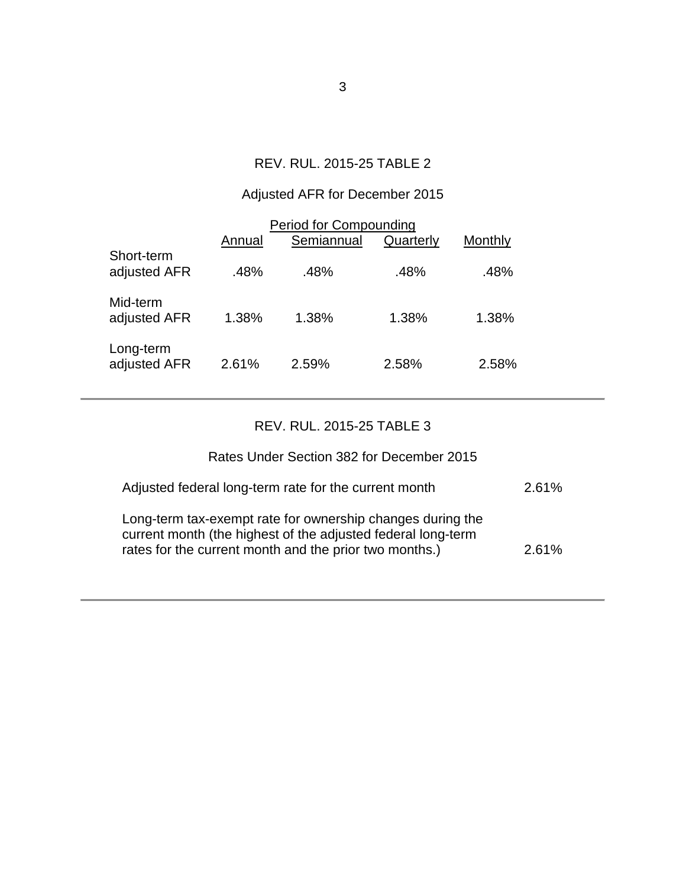## REV. RUL. 2015-25 TABLE 2

### Adjusted AFR for December 2015

| | Period for Compounding | | | |
|---|---|---|---|---|
| | Annual | Semiannual | Quarterly | Monthly |
| Short-term adjusted AFR | .48% | .48% | .48% | .48% |
| Mid-term adjusted AFR | 1.38% | 1.38% | 1.38% | 1.38% |
| Long-term adjusted AFR | 2.61% | 2.59% | 2.58% | 2.58% |

## REV. RUL. 2015-25 TABLE 3

### Rates Under Section 382 for December 2015

| | |
|---|---|
| Adjusted federal long-term rate for the current month | 2.61% |
| Long-term tax-exempt rate for ownership changes during the current month (the highest of the adjusted federal long-term rates for the current month and the prior two months.) | 2.61% |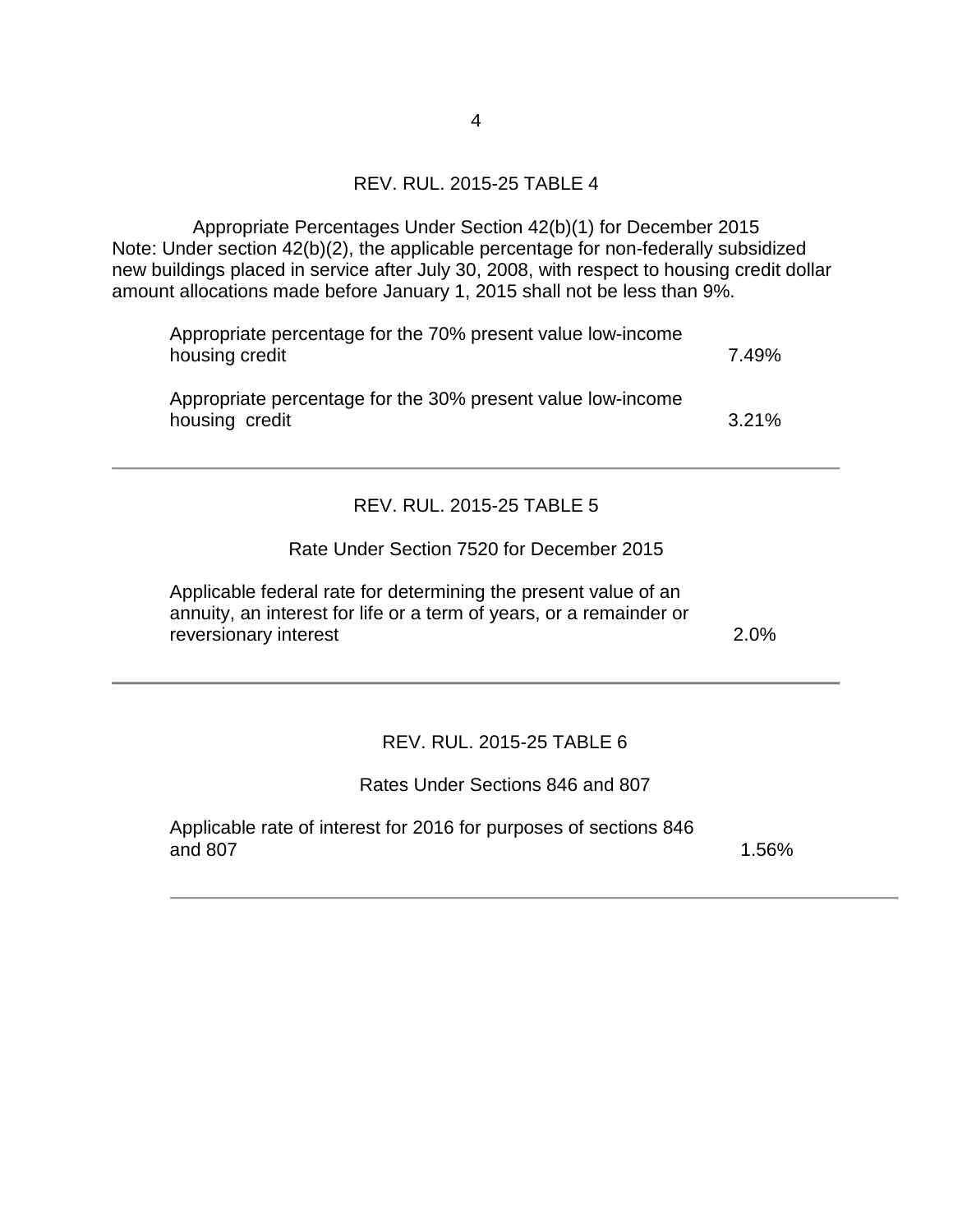## REV. RUL. 2015-25 TABLE 4

Appropriate Percentages Under Section 42(b)(1) for December 2015

Note: Under section 42(b)(2), the applicable percentage for non-federally subsidized new buildings placed in service after July 30, 2008, with respect to housing credit dollar amount allocations made before January 1, 2015 shall not be less than 9%.

| | |
|---|---|
| Appropriate percentage for the 70% present value low-income housing credit | 7.49% |
| Appropriate percentage for the 30% present value low-income housing credit | 3.21% |

---

## REV. RUL. 2015-25 TABLE 5

Rate Under Section 7520 for December 2015

| | |
|---|---|
| Applicable federal rate for determining the present value of an annuity, an interest for life or a term of years, or a remainder or reversionary interest | 2.0% |

---

## REV. RUL. 2015-25 TABLE 6

Rates Under Sections 846 and 807

| | |
|---|---|
| Applicable rate of interest for 2016 for purposes of sections 846 and 807 | 1.56% |

---